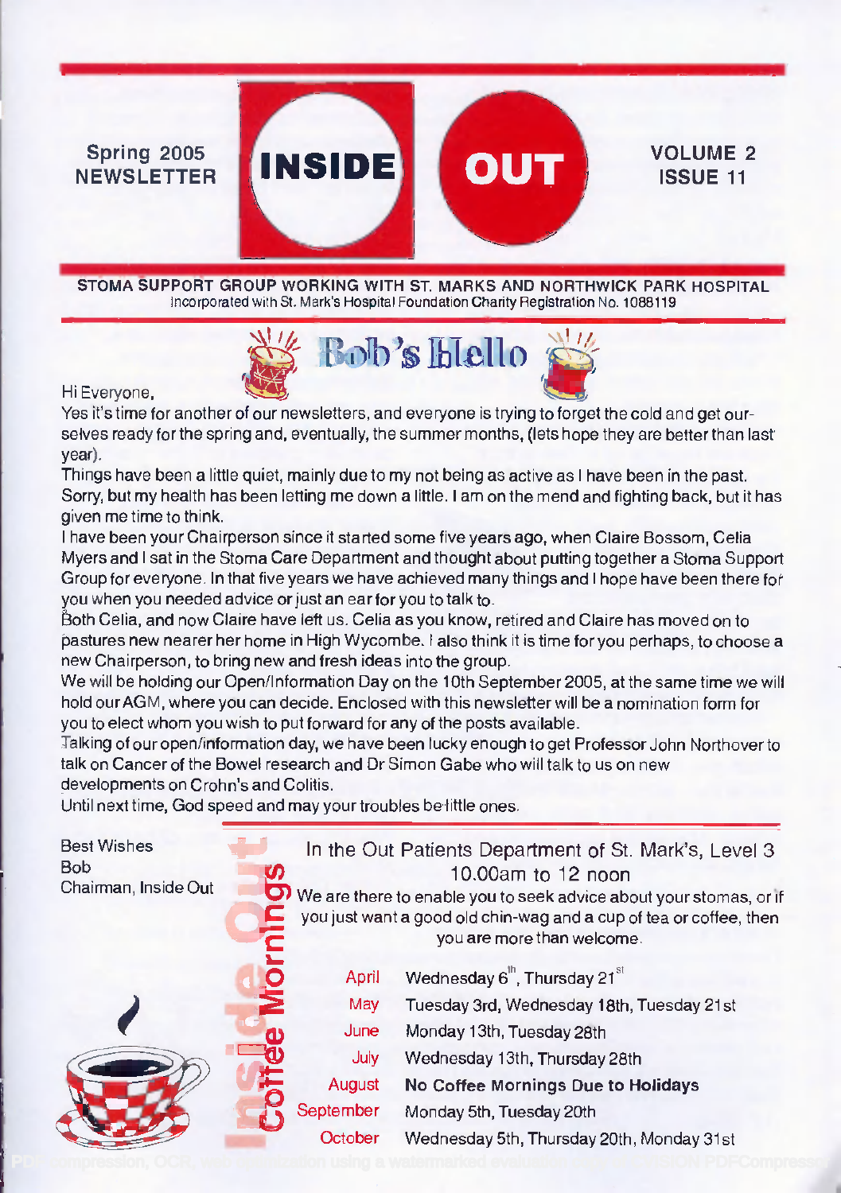Spring 2005 NEWSLETTER

# INSIDE OUT

VOLUME 2 ISSUE 11

**STOMA SUPPORT GROUP WORKING WITH ST. MARKS AND NORTHWICK PARK HOSPITAL**
Incorporated with St. Mark's Hospital Foundation Charity Registration No. 1088119

## Bob's Hello

Hi Everyone,

Yes it's time for another of our newsletters, and everyone is trying to forget the cold and get ourselves ready for the spring and, eventually, the summer months, (lets hope they are better than last year).

Things have been a little quiet, mainly due to my not being as active as I have been in the past. Sorry, but my health has been letting me down a little. I am on the mend and fighting back, but it has given me time to think.

I have been your Chairperson since it started some five years ago, when Claire Bossom, Celia Myers and I sat in the Stoma Care Department and thought about putting together a Stoma Support Group for everyone. In that five years we have achieved many things and I hope have been there for you when you needed advice or just an ear for you to talk to.

Both Celia, and now Claire have left us. Celia as you know, retired and Claire has moved on to pastures new nearer her home in High Wycombe. I also think it is time for you perhaps, to choose a new Chairperson, to bring new and fresh ideas into the group.

We will be holding our Open/Information Day on the 10th September 2005, at the same time we will hold our AGM, where you can decide. Enclosed with this newsletter will be a nomination form for you to elect whom you wish to put forward for any of the posts available.

Talking of our open/information day, we have been lucky enough to get Professor John Northover to talk on Cancer of the Bowel research and Dr Simon Gabe who will talk to us on new developments on Crohn's and Colitis.

Until next time, God speed and may your troubles be little ones.

Best Wishes
Bob
Chairman, Inside Out

## Inside Out Coffee Mornings

In the Out Patients Department of St. Mark's, Level 3
10.00am to 12 noon

We are there to enable you to seek advice about your stomas, or if you just want a good old chin-wag and a cup of tea or coffee, then you are more than welcome.

| Month | Dates |
|---|---|
| April | Wednesday 6th, Thursday 21st |
| May | Tuesday 3rd, Wednesday 18th, Tuesday 21st |
| June | Monday 13th, Tuesday 28th |
| July | Wednesday 13th, Thursday 28th |
| August | **No Coffee Mornings Due to Holidays** |
| September | Monday 5th, Tuesday 20th |
| October | Wednesday 5th, Thursday 20th, Monday 31st |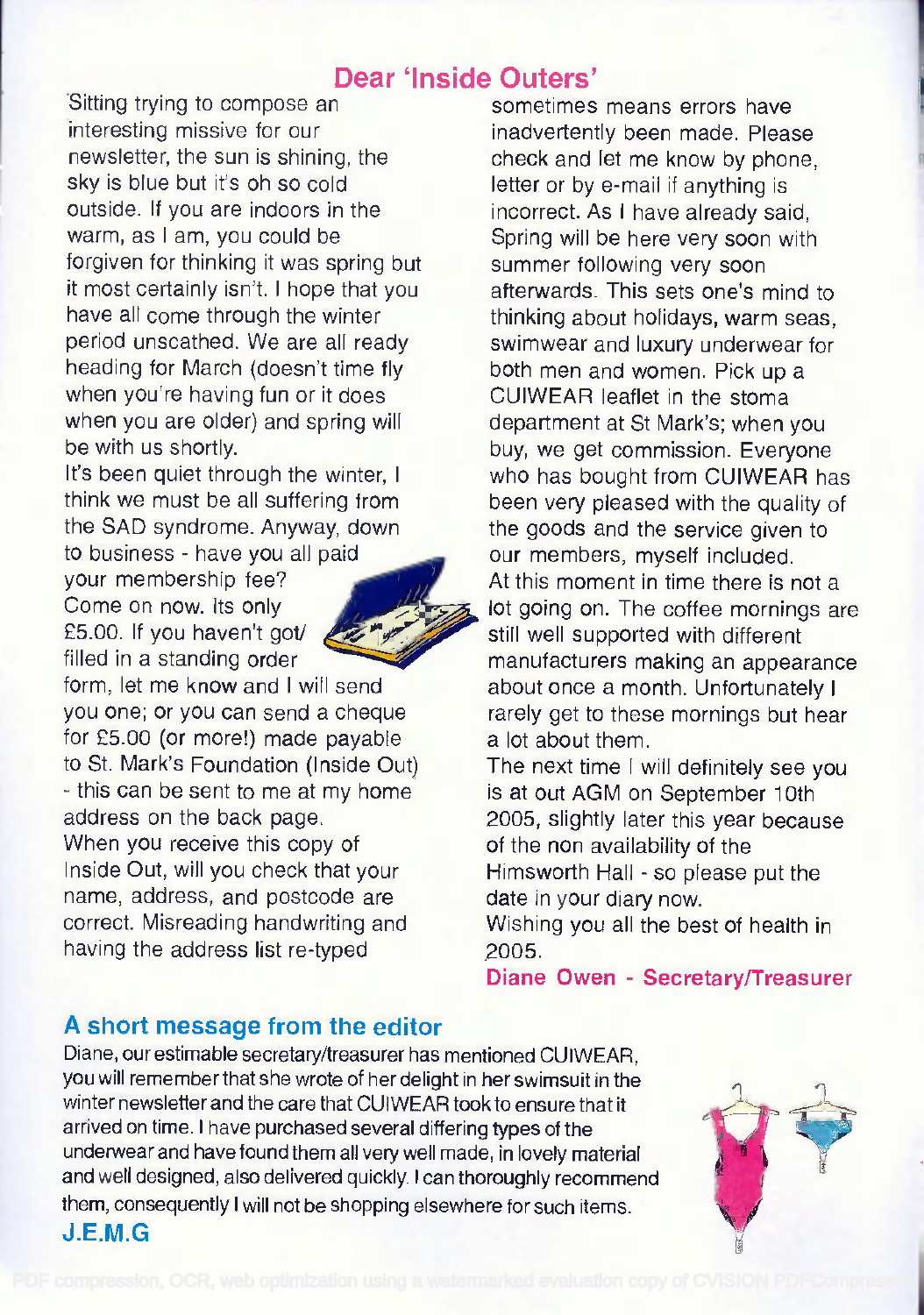## Dear 'Inside Outers'

Sitting trying to compose an interesting missive for our newsletter, the sun is shining, the sky is blue but it's oh so cold outside. If you are indoors in the warm, as I am, you could be forgiven for thinking it was spring but it most certainly isn't. I hope that you have all come through the winter period unscathed. We are all ready heading for March (doesn't time fly when you're having fun or it does when you are older) and spring will be with us shortly.

It's been quiet through the winter, I think we must be all suffering from the SAD syndrome. Anyway, down to business - have you all paid your membership fee? Come on now. Its only £5.00. If you haven't got/ filled in a standing order form, let me know and I will send you one; or you can send a cheque for £5.00 (or more!) made payable to St. Mark's Foundation (Inside Out) - this can be sent to me at my home address on the back page.

When you receive this copy of Inside Out, will you check that your name, address, and postcode are correct. Misreading handwriting and having the address list re-typed sometimes means errors have inadvertently been made. Please check and let me know by phone, letter or by e-mail if anything is incorrect. As I have already said, Spring will be here very soon with summer following very soon afterwards. This sets one's mind to thinking about holidays, warm seas, swimwear and luxury underwear for both men and women. Pick up a CUIWEAR leaflet in the stoma department at St Mark's; when you buy, we get commission. Everyone who has bought from CUIWEAR has been very pleased with the quality of the goods and the service given to our members, myself included.

At this moment in time there is not a lot going on. The coffee mornings are still well supported with different manufacturers making an appearance about once a month. Unfortunately I rarely get to these mornings but hear a lot about them.

The next time I will definitely see you is at out AGM on September 10th 2005, slightly later this year because of the non availability of the Himsworth Hall - so please put the date in your diary now.

Wishing you all the best of health in 2005.

**Diane Owen - Secretary/Treasurer**

## A short message from the editor

Diane, our estimable secretary/treasurer has mentioned CUIWEAR, you will remember that she wrote of her delight in her swimsuit in the winter newsletter and the care that CUIWEAR took to ensure that it arrived on time. I have purchased several differing types of the underwear and have found them all very well made, in lovely material and well designed, also delivered quickly. I can thoroughly recommend them, consequently I will not be shopping elsewhere for such items.

**J.E.M.G**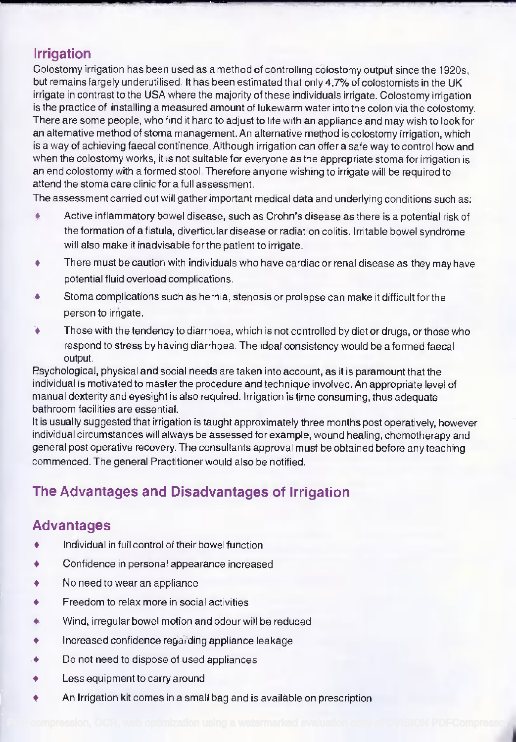## Irrigation

Colostomy irrigation has been used as a method of controlling colostomy output since the 1920s, but remains largely underutilised. It has been estimated that only 4.7% of colostomists in the UK irrigate in contrast to the USA where the majority of these individuals irrigate. Colostomy irrigation is the practice of installing a measured amount of lukewarm water into the colon via the colostomy. There are some people, who find it hard to adjust to life with an appliance and may wish to look for an alternative method of stoma management. An alternative method is colostomy irrigation, which is a way of achieving faecal continence. Although irrigation can offer a safe way to control how and when the colostomy works, it is not suitable for everyone as the appropriate stoma for irrigation is an end colostomy with a formed stool. Therefore anyone wishing to irrigate will be required to attend the stoma care clinic for a full assessment.

The assessment carried out will gather important medical data and underlying conditions such as:

- Active inflammatory bowel disease, such as Crohn's disease as there is a potential risk of the formation of a fistula, diverticular disease or radiation colitis. Irritable bowel syndrome will also make it inadvisable for the patient to irrigate.
- There must be caution with individuals who have cardiac or renal disease as they may have potential fluid overload complications.
- Stoma complications such as hernia, stenosis or prolapse can make it difficult for the person to irrigate.
- Those with the tendency to diarrhoea, which is not controlled by diet or drugs, or those who respond to stress by having diarrhoea. The ideal consistency would be a formed faecal output.

Psychological, physical and social needs are taken into account, as it is paramount that the individual is motivated to master the procedure and technique involved. An appropriate level of manual dexterity and eyesight is also required. Irrigation is time consuming, thus adequate bathroom facilities are essential.

It is usually suggested that irrigation is taught approximately three months post operatively, however individual circumstances will always be assessed for example, wound healing, chemotherapy and general post operative recovery. The consultants approval must be obtained before any teaching commenced. The general Practitioner would also be notified.

## The Advantages and Disadvantages of Irrigation

### Advantages

- Individual in full control of their bowel function
- Confidence in personal appearance increased
- No need to wear an appliance
- Freedom to relax more in social activities
- Wind, irregular bowel motion and odour will be reduced
- Increased confidence regarding appliance leakage
- Do not need to dispose of used appliances
- Less equipment to carry around
- An Irrigation kit comes in a small bag and is available on prescription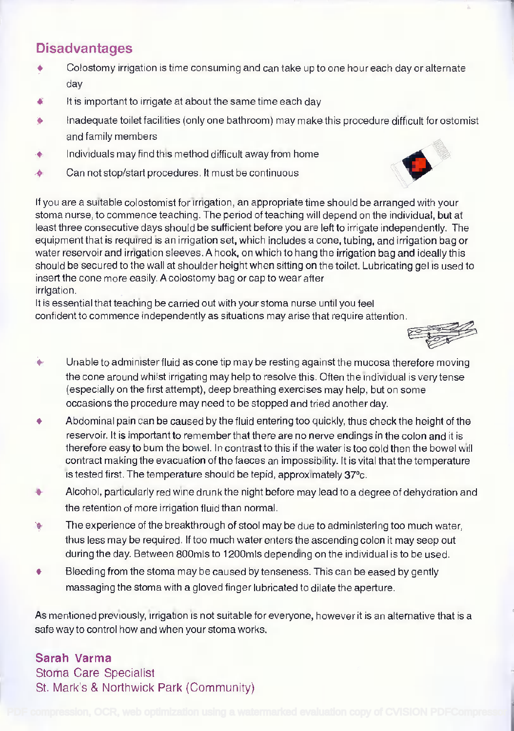## Disadvantages

- Colostomy irrigation is time consuming and can take up to one hour each day or alternate day
- It is important to irrigate at about the same time each day
- Inadequate toilet facilities (only one bathroom) may make this procedure difficult for ostomist and family members
- Individuals may find this method difficult away from home
- Can not stop/start procedures. It must be continuous

If you are a suitable colostomist for irrigation, an appropriate time should be arranged with your stoma nurse, to commence teaching. The period of teaching will depend on the individual, but at least three consecutive days should be sufficient before you are left to irrigate independently. The equipment that is required is an irrigation set, which includes a cone, tubing, and irrigation bag or water reservoir and irrigation sleeves. A hook, on which to hang the irrigation bag and ideally this should be secured to the wall at shoulder height when sitting on the toilet. Lubricating gel is used to insert the cone more easily. A colostomy bag or cap to wear after irrigation.

It is essential that teaching be carried out with your stoma nurse until you feel confident to commence independently as situations may arise that require attention.

- Unable to administer fluid as cone tip may be resting against the mucosa therefore moving the cone around whilst irrigating may help to resolve this. Often the individual is very tense (especially on the first attempt), deep breathing exercises may help, but on some occasions the procedure may need to be stopped and tried another day.
- Abdominal pain can be caused by the fluid entering too quickly, thus check the height of the reservoir. It is important to remember that there are no nerve endings in the colon and it is therefore easy to burn the bowel. In contrast to this if the water is too cold then the bowel will contract making the evacuation of the faeces an impossibility. It is vital that the temperature is tested first. The temperature should be tepid, approximately 37°c.
- Alcohol, particularly red wine drunk the night before may lead to a degree of dehydration and the retention of more irrigation fluid than normal.
- The experience of the breakthrough of stool may be due to administering too much water, thus less may be required. If too much water enters the ascending colon it may seep out during the day. Between 800mls to 1200mls depending on the individual is to be used.
- Bleeding from the stoma may be caused by tenseness. This can be eased by gently massaging the stoma with a gloved finger lubricated to dilate the aperture.

As mentioned previously, irrigation is not suitable for everyone, however it is an alternative that is a safe way to control how and when your stoma works.

**Sarah Varma**
Stoma Care Specialist
St. Mark's & Northwick Park (Community)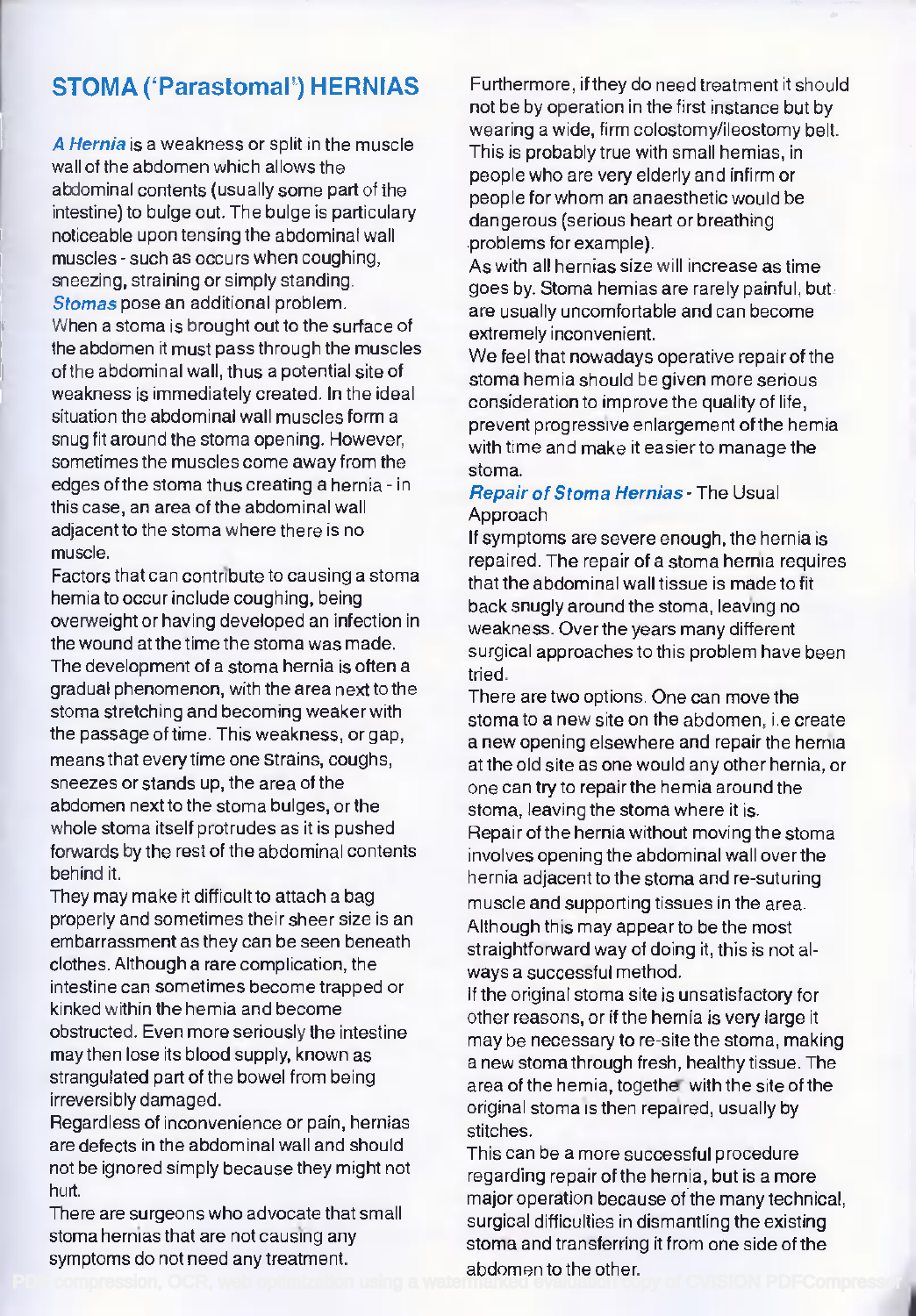## STOMA ('Parastomal') HERNIAS

***A Hernia*** is a weakness or split in the muscle wall of the abdomen which allows the abdominal contents (usually some part of the intestine) to bulge out. The bulge is particulary noticeable upon tensing the abdominal wall muscles - such as occurs when coughing, sneezing, straining or simply standing.

***Stomas*** pose an additional problem. When a stoma is brought out to the surface of the abdomen it must pass through the muscles of the abdominal wall, thus a potential site of weakness is immediately created. In the ideal situation the abdominal wall muscles form a snug fit around the stoma opening. However, sometimes the muscles come away from the edges of the stoma thus creating a hernia - in this case, an area of the abdominal wall adjacent to the stoma where there is no muscle.

Factors that can contribute to causing a stoma hernia to occur include coughing, being overweight or having developed an infection in the wound at the time the stoma was made.

The development of a stoma hernia is often a gradual phenomenon, with the area next to the stoma stretching and becoming weaker with the passage of time. This weakness, or gap, means that every time one strains, coughs, sneezes or stands up, the area of the abdomen next to the stoma bulges, or the whole stoma itself protrudes as it is pushed forwards by the rest of the abdominal contents behind it.

They may make it difficult to attach a bag properly and sometimes their sheer size is an embarrassment as they can be seen beneath clothes. Although a rare complication, the intestine can sometimes become trapped or kinked within the hernia and become obstructed. Even more seriously the intestine may then lose its blood supply, known as strangulated part of the bowel from being irreversibly damaged.

Regardless of inconvenience or pain, hernias are defects in the abdominal wall and should not be ignored simply because they might not hurt.

There are surgeons who advocate that small stoma hernias that are not causing any symptoms do not need any treatment. Furthermore, if they do need treatment it should not be by operation in the first instance but by wearing a wide, firm colostomy/ileostomy belt. This is probably true with small hernias, in people who are very elderly and infirm or people for whom an anaesthetic would be dangerous (serious heart or breathing problems for example).

As with all hernias size will increase as time goes by. Stoma hernias are rarely painful, but are usually uncomfortable and can become extremely inconvenient.

We feel that nowadays operative repair of the stoma hernia should be given more serious consideration to improve the quality of life, prevent progressive enlargement of the hernia with time and make it easier to manage the stoma.

***Repair of Stoma Hernias*** - The Usual Approach

If symptoms are severe enough, the hernia is repaired. The repair of a stoma hernia requires that the abdominal wall tissue is made to fit back snugly around the stoma, leaving no weakness. Over the years many different surgical approaches to this problem have been tried.

There are two options. One can move the stoma to a new site on the abdomen, i.e create a new opening elsewhere and repair the hernia at the old site as one would any other hernia, or one can try to repair the hernia around the stoma, leaving the stoma where it is.

Repair of the hernia without moving the stoma involves opening the abdominal wall over the hernia adjacent to the stoma and re-suturing muscle and supporting tissues in the area. Although this may appear to be the most straightforward way of doing it, this is not always a successful method.

If the original stoma site is unsatisfactory for other reasons, or if the hernia is very large it may be necessary to re-site the stoma, making a new stoma through fresh, healthy tissue. The area of the hernia, together with the site of the original stoma is then repaired, usually by stitches.

This can be a more successful procedure regarding repair of the hernia, but is a more major operation because of the many technical, surgical difficulties in dismantling the existing stoma and transferring it from one side of the abdomen to the other.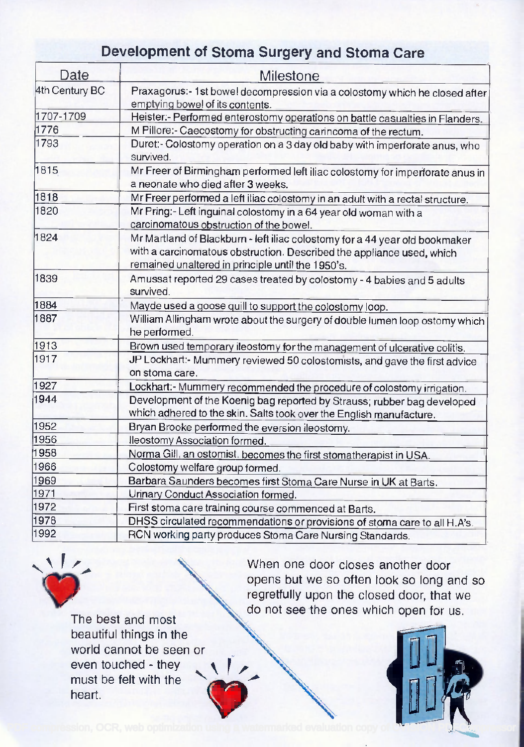# Development of Stoma Surgery and Stoma Care

| Date | Milestone |
|---|---|
| 4th Century BC | Praxagorus:- 1st bowel decompression via a colostomy which he closed after emptying bowel of its contents. |
| 1707-1709 | Heister:- Performed enterostomy operations on battle casualties in Flanders. |
| 1776 | M Pillore:- Caecostomy for obstructing carincoma of the rectum. |
| 1793 | Duret:- Colostomy operation on a 3 day old baby with imperforate anus, who survived. |
| 1815 | Mr Freer of Birmingham performed left iliac colostomy for imperforate anus in a neonate who died after 3 weeks. |
| 1818 | Mr Freer performed a left iliac colostomy in an adult with a rectal structure. |
| 1820 | Mr Pring:- Left inguinal colostomy in a 64 year old woman with a carcinomatous obstruction of the bowel. |
| 1824 | Mr Martland of Blackburn - left iliac colostomy for a 44 year old bookmaker with a carcinomatous obstruction. Described the appliance used, which remained unaltered in principle until the 1950's. |
| 1839 | Amussat reported 29 cases treated by colostomy - 4 babies and 5 adults survived. |
| 1884 | Mayde used a goose quill to support the colostomy loop. |
| 1887 | William Allingham wrote about the surgery of double lumen loop ostomy which he performed. |
| 1913 | Brown used temporary ileostomy for the management of ulcerative colitis. |
| 1917 | JP Lockhart:- Mummery reviewed 50 colostomists, and gave the first advice on stoma care. |
| 1927 | Lockhart:- Mummery recommended the procedure of colostomy irrigation. |
| 1944 | Development of the Koenig bag reported by Strauss; rubber bag developed which adhered to the skin. Salts took over the English manufacture. |
| 1952 | Bryan Brooke performed the eversion ileostomy. |
| 1956 | Ileostomy Association formed. |
| 1958 | Norma Gill, an ostomist, becomes the first stomatherapist in USA. |
| 1966 | Colostomy welfare group formed. |
| 1969 | Barbara Saunders becomes first Stoma Care Nurse in UK at Barts. |
| 1971 | Urinary Conduct Association formed. |
| 1972 | First stoma care training course commenced at Barts. |
| 1978 | DHSS circulated recommendations or provisions of stoma care to all H.A's. |
| 1992 | RCN working party produces Stoma Care Nursing Standards. |

The best and most beautiful things in the world cannot be seen or even touched - they must be felt with the heart.

When one door closes another door opens but we so often look so long and so regretfully upon the closed door, that we do not see the ones which open for us.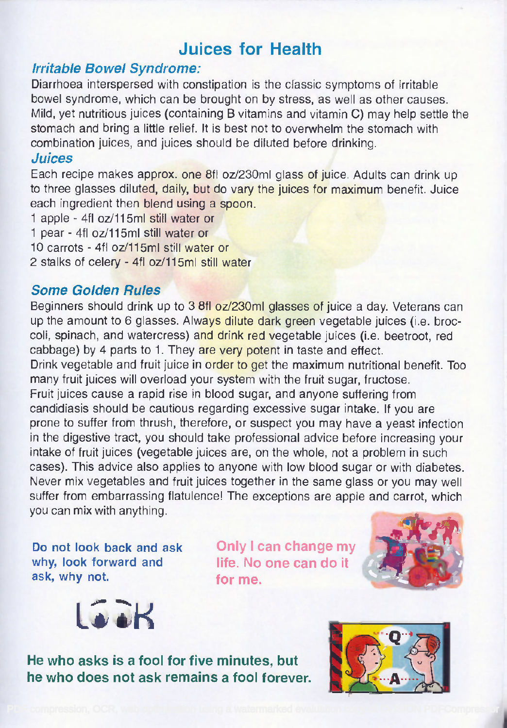# Juices for Health

### *Irritable Bowel Syndrome:*

Diarrhoea interspersed with constipation is the classic symptoms of irritable bowel syndrome, which can be brought on by stress, as well as other causes. Mild, yet nutritious juices (containing B vitamins and vitamin C) may help settle the stomach and bring a little relief. It is best not to overwhelm the stomach with combination juices, and juices should be diluted before drinking.

### *Juices*

Each recipe makes approx. one 8fl oz/230ml glass of juice. Adults can drink up to three glasses diluted, daily, but do vary the juices for maximum benefit. Juice each ingredient then blend using a spoon.

1 apple - 4fl oz/115ml still water or
1 pear - 4fl oz/115ml still water or
10 carrots - 4fl oz/115ml still water or
2 stalks of celery - 4fl oz/115ml still water

### *Some Golden Rules*

Beginners should drink up to 3 8fl oz/230ml glasses of juice a day. Veterans can up the amount to 6 glasses. Always dilute dark green vegetable juices (i.e. broccoli, spinach, and watercress) and drink red vegetable juices (i.e. beetroot, red cabbage) by 4 parts to 1. They are very potent in taste and effect.

Drink vegetable and fruit juice in order to get the maximum nutritional benefit. Too many fruit juices will overload your system with the fruit sugar, fructose.

Fruit juices cause a rapid rise in blood sugar, and anyone suffering from candidiasis should be cautious regarding excessive sugar intake. If you are prone to suffer from thrush, therefore, or suspect you may have a yeast infection in the digestive tract, you should take professional advice before increasing your intake of fruit juices (vegetable juices are, on the whole, not a problem in such cases). This advice also applies to anyone with low blood sugar or with diabetes.

Never mix vegetables and fruit juices together in the same glass or you may well suffer from embarrassing flatulence! The exceptions are apple and carrot, which you can mix with anything.

**Do not look back and ask why, look forward and ask, why not.**

**Only I can change my life. No one can do it for me.**

**LOOK**

**He who asks is a fool for five minutes, but he who does not ask remains a fool forever.**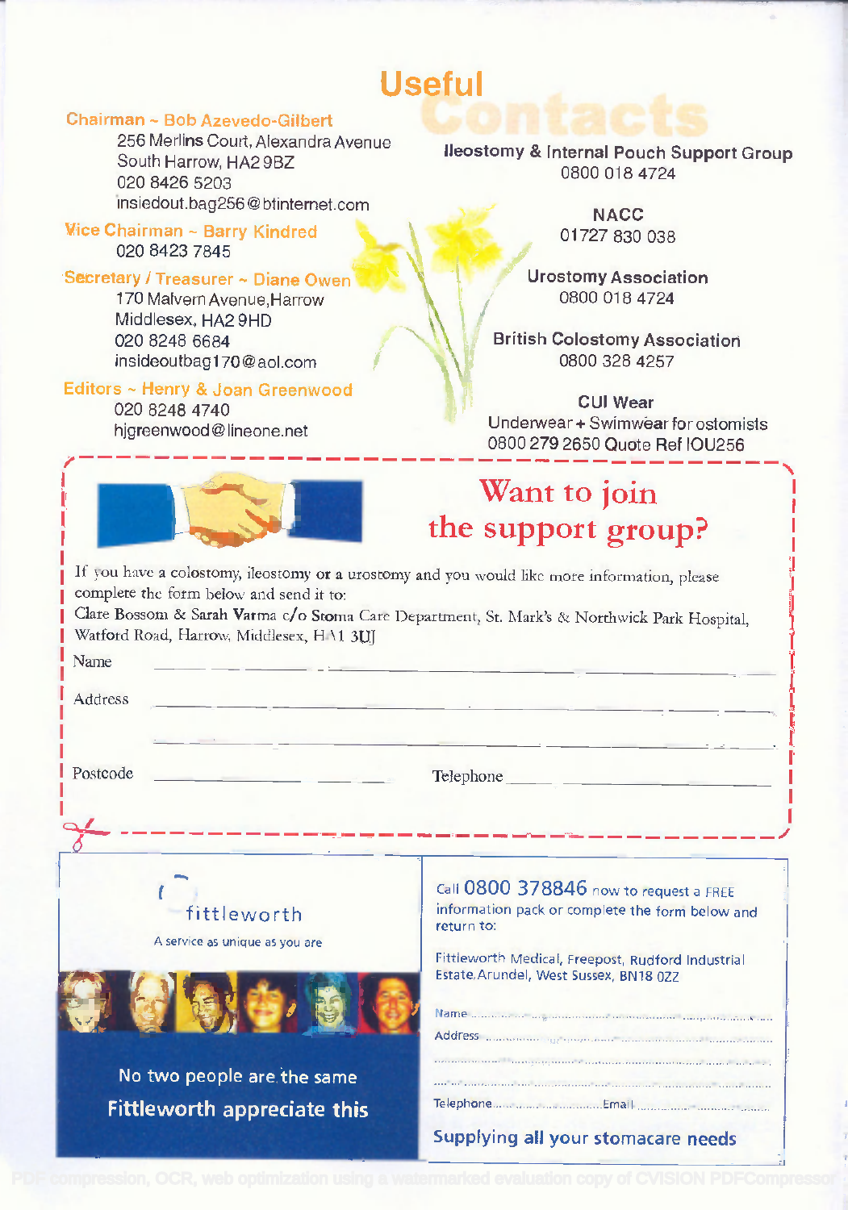# Useful Contacts

**Chairman ~ Bob Azevedo-Gilbert**
256 Merlins Court, Alexandra Avenue
South Harrow, HA2 9BZ
020 8426 5203
insiedout.bag256@btinternet.com

**Vice Chairman ~ Barry Kindred**
020 8423 7845

**Secretary / Treasurer ~ Diane Owen**
170 Malvern Avenue, Harrow
Middlesex, HA2 9HD
020 8248 6684
insideoutbag170@aol.com

**Editors ~ Henry & Joan Greenwood**
020 8248 4740
hjgreenwood@lineone.net

**Ileostomy & Internal Pouch Support Group**
0800 018 4724

**NACC**
01727 830 038

**Urostomy Association**
0800 018 4724

**British Colostomy Association**
0800 328 4257

**CUI Wear**
Underwear + Swimwear for ostomists
0800 279 2650 Quote Ref IOU256

## Want to join the support group?

If you have a colostomy, ileostomy or a urostomy and you would like more information, please complete the form below and send it to:
Clare Bossom & Sarah Varma c/o Stoma Care Department, St. Mark's & Northwick Park Hospital, Watford Road, Harrow, Middlesex, HA1 3UJ

Name ____________________

Address ____________________

____________________

Postcode ____________________ Telephone ____________________

---

**fittleworth**
A service as unique as you are

No two people are the same
**Fittleworth appreciate this**

Call **0800 378846** now to request a FREE information pack or complete the form below and return to:

Fittleworth Medical, Freepost, Rudford Industrial Estate, Arundel, West Sussex, BN18 0ZZ

Name ....................

Address ....................

....................

....................

Telephone .................... Email ....................

**Supplying all your stomacare needs**